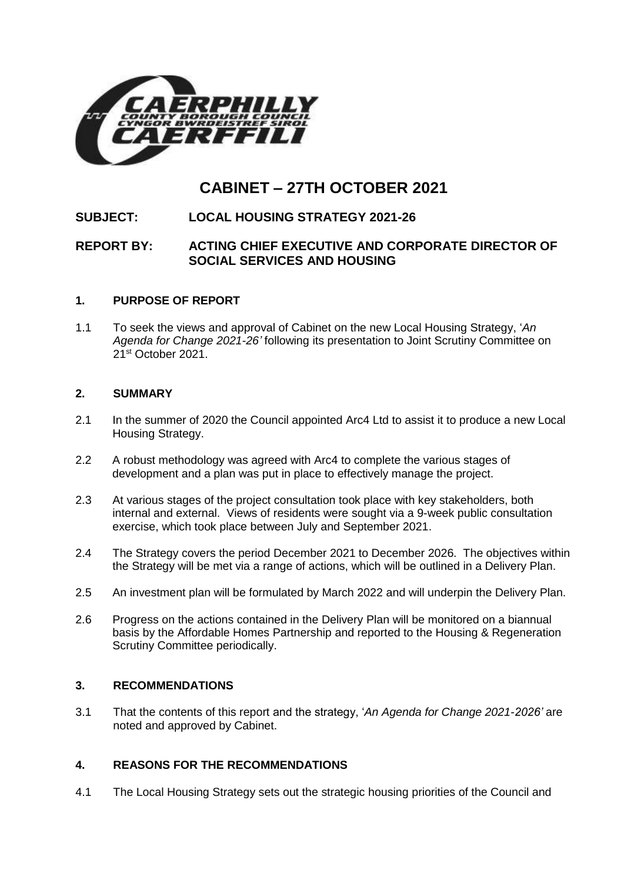# CABINET – 27TH OCTOBER 2021

**SUBJECT: LOCAL HOUSING STRATEGY 2021-26**

**REPORT BY: ACTING CHIEF EXECUTIVE AND CORPORATE DIRECTOR OF SOCIAL SERVICES AND HOUSING**

## 1. PURPOSE OF REPORT

1.1 To seek the views and approval of Cabinet on the new Local Housing Strategy, '*An Agenda for Change 2021-26'* following its presentation to Joint Scrutiny Committee on 21st October 2021.

## 2. SUMMARY

2.1 In the summer of 2020 the Council appointed Arc4 Ltd to assist it to produce a new Local Housing Strategy.

2.2 A robust methodology was agreed with Arc4 to complete the various stages of development and a plan was put in place to effectively manage the project.

2.3 At various stages of the project consultation took place with key stakeholders, both internal and external. Views of residents were sought via a 9-week public consultation exercise, which took place between July and September 2021.

2.4 The Strategy covers the period December 2021 to December 2026. The objectives within the Strategy will be met via a range of actions, which will be outlined in a Delivery Plan.

2.5 An investment plan will be formulated by March 2022 and will underpin the Delivery Plan.

2.6 Progress on the actions contained in the Delivery Plan will be monitored on a biannual basis by the Affordable Homes Partnership and reported to the Housing & Regeneration Scrutiny Committee periodically.

## 3. RECOMMENDATIONS

3.1 That the contents of this report and the strategy, '*An Agenda for Change 2021-2026'* are noted and approved by Cabinet.

## 4. REASONS FOR THE RECOMMENDATIONS

4.1 The Local Housing Strategy sets out the strategic housing priorities of the Council and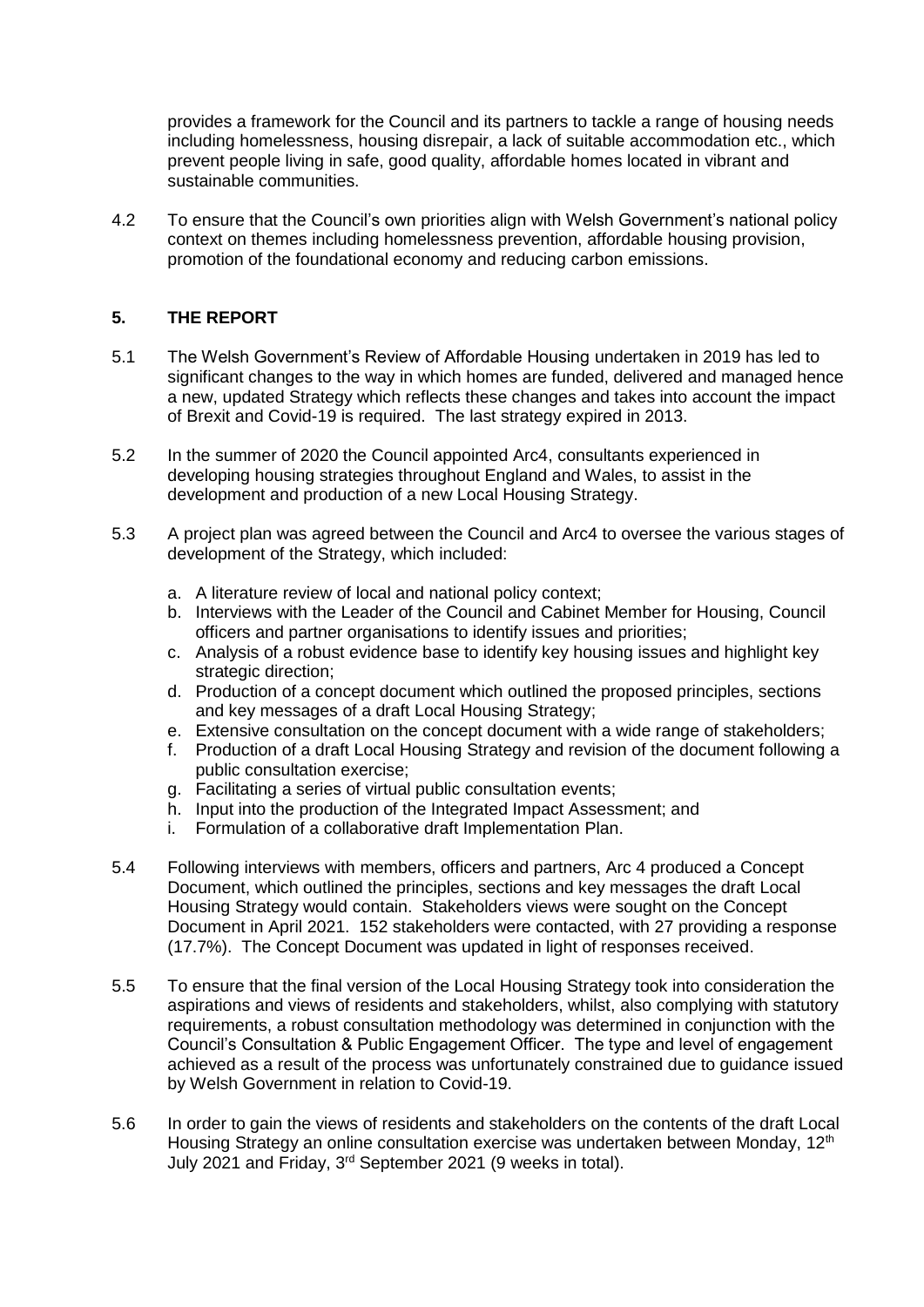provides a framework for the Council and its partners to tackle a range of housing needs including homelessness, housing disrepair, a lack of suitable accommodation etc., which prevent people living in safe, good quality, affordable homes located in vibrant and sustainable communities.

4.2 To ensure that the Council's own priorities align with Welsh Government's national policy context on themes including homelessness prevention, affordable housing provision, promotion of the foundational economy and reducing carbon emissions.

## 5. THE REPORT

5.1 The Welsh Government's Review of Affordable Housing undertaken in 2019 has led to significant changes to the way in which homes are funded, delivered and managed hence a new, updated Strategy which reflects these changes and takes into account the impact of Brexit and Covid-19 is required. The last strategy expired in 2013.

5.2 In the summer of 2020 the Council appointed Arc4, consultants experienced in developing housing strategies throughout England and Wales, to assist in the development and production of a new Local Housing Strategy.

5.3 A project plan was agreed between the Council and Arc4 to oversee the various stages of development of the Strategy, which included:

a. A literature review of local and national policy context;
b. Interviews with the Leader of the Council and Cabinet Member for Housing, Council officers and partner organisations to identify issues and priorities;
c. Analysis of a robust evidence base to identify key housing issues and highlight key strategic direction;
d. Production of a concept document which outlined the proposed principles, sections and key messages of a draft Local Housing Strategy;
e. Extensive consultation on the concept document with a wide range of stakeholders;
f. Production of a draft Local Housing Strategy and revision of the document following a public consultation exercise;
g. Facilitating a series of virtual public consultation events;
h. Input into the production of the Integrated Impact Assessment; and
i. Formulation of a collaborative draft Implementation Plan.

5.4 Following interviews with members, officers and partners, Arc 4 produced a Concept Document, which outlined the principles, sections and key messages the draft Local Housing Strategy would contain. Stakeholders views were sought on the Concept Document in April 2021. 152 stakeholders were contacted, with 27 providing a response (17.7%). The Concept Document was updated in light of responses received.

5.5 To ensure that the final version of the Local Housing Strategy took into consideration the aspirations and views of residents and stakeholders, whilst, also complying with statutory requirements, a robust consultation methodology was determined in conjunction with the Council's Consultation & Public Engagement Officer. The type and level of engagement achieved as a result of the process was unfortunately constrained due to guidance issued by Welsh Government in relation to Covid-19.

5.6 In order to gain the views of residents and stakeholders on the contents of the draft Local Housing Strategy an online consultation exercise was undertaken between Monday, 12th July 2021 and Friday, 3rd September 2021 (9 weeks in total).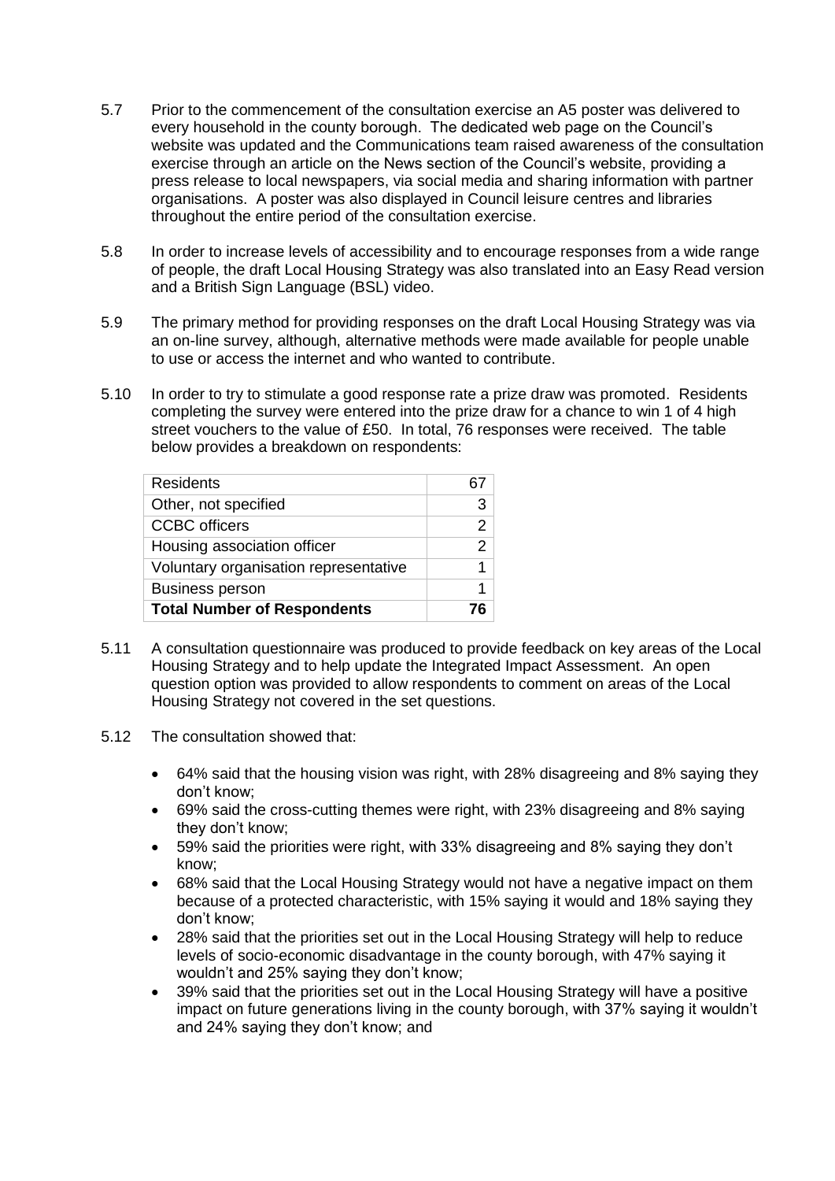5.7 Prior to the commencement of the consultation exercise an A5 poster was delivered to every household in the county borough. The dedicated web page on the Council's website was updated and the Communications team raised awareness of the consultation exercise through an article on the News section of the Council's website, providing a press release to local newspapers, via social media and sharing information with partner organisations. A poster was also displayed in Council leisure centres and libraries throughout the entire period of the consultation exercise.

5.8 In order to increase levels of accessibility and to encourage responses from a wide range of people, the draft Local Housing Strategy was also translated into an Easy Read version and a British Sign Language (BSL) video.

5.9 The primary method for providing responses on the draft Local Housing Strategy was via an on-line survey, although, alternative methods were made available for people unable to use or access the internet and who wanted to contribute.

5.10 In order to try to stimulate a good response rate a prize draw was promoted. Residents completing the survey were entered into the prize draw for a chance to win 1 of 4 high street vouchers to the value of £50. In total, 76 responses were received. The table below provides a breakdown on respondents:

| Respondent | Number |
|---|---|
| Residents | 67 |
| Other, not specified | 3 |
| CCBC officers | 2 |
| Housing association officer | 2 |
| Voluntary organisation representative | 1 |
| Business person | 1 |
| **Total Number of Respondents** | **76** |

5.11 A consultation questionnaire was produced to provide feedback on key areas of the Local Housing Strategy and to help update the Integrated Impact Assessment. An open question option was provided to allow respondents to comment on areas of the Local Housing Strategy not covered in the set questions.

5.12 The consultation showed that:

- 64% said that the housing vision was right, with 28% disagreeing and 8% saying they don't know;
- 69% said the cross-cutting themes were right, with 23% disagreeing and 8% saying they don't know;
- 59% said the priorities were right, with 33% disagreeing and 8% saying they don't know;
- 68% said that the Local Housing Strategy would not have a negative impact on them because of a protected characteristic, with 15% saying it would and 18% saying they don't know;
- 28% said that the priorities set out in the Local Housing Strategy will help to reduce levels of socio-economic disadvantage in the county borough, with 47% saying it wouldn't and 25% saying they don't know;
- 39% said that the priorities set out in the Local Housing Strategy will have a positive impact on future generations living in the county borough, with 37% saying it wouldn't and 24% saying they don't know; and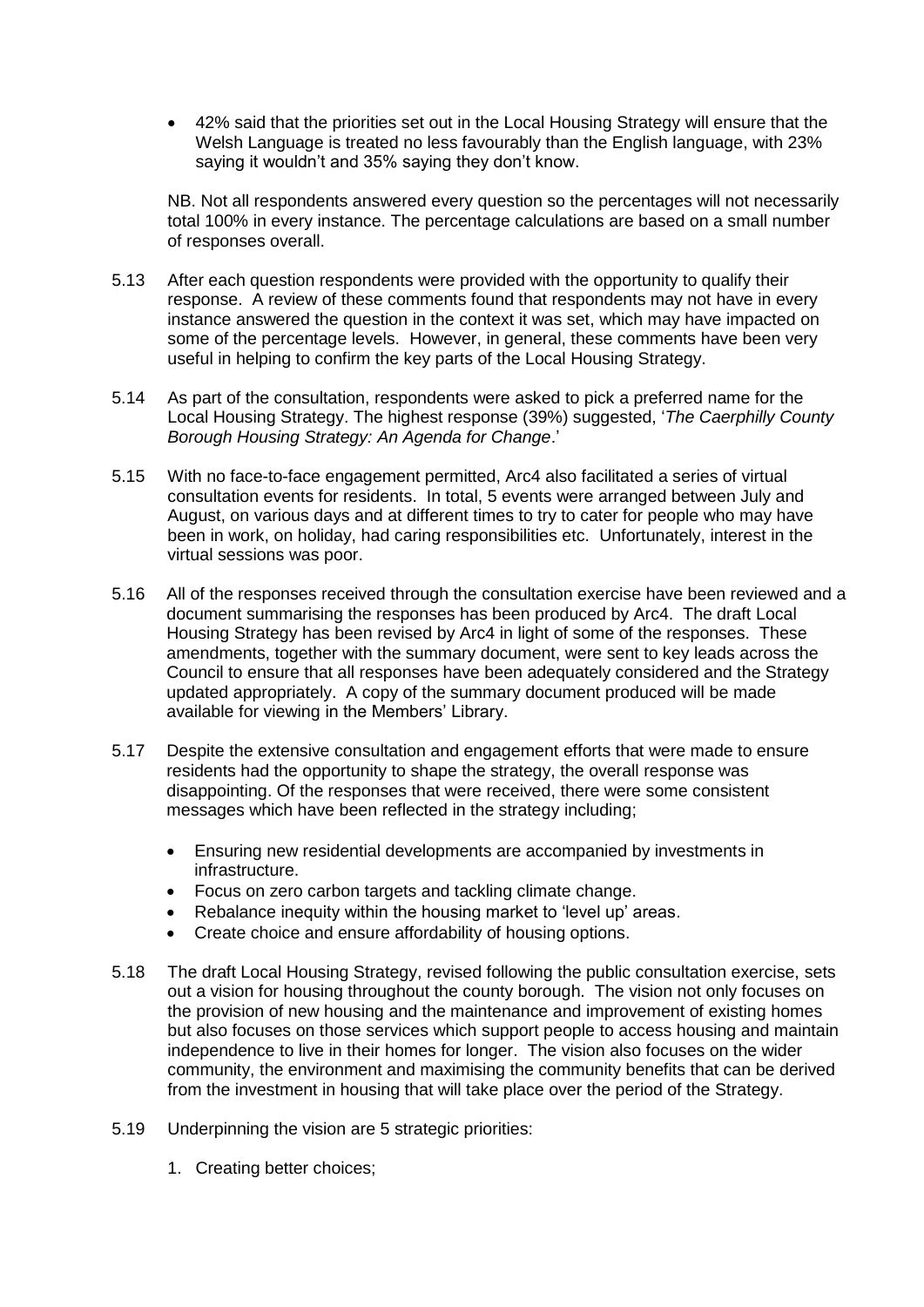- 42% said that the priorities set out in the Local Housing Strategy will ensure that the Welsh Language is treated no less favourably than the English language, with 23% saying it wouldn't and 35% saying they don't know.

NB. Not all respondents answered every question so the percentages will not necessarily total 100% in every instance. The percentage calculations are based on a small number of responses overall.

5.13 After each question respondents were provided with the opportunity to qualify their response. A review of these comments found that respondents may not have in every instance answered the question in the context it was set, which may have impacted on some of the percentage levels. However, in general, these comments have been very useful in helping to confirm the key parts of the Local Housing Strategy.

5.14 As part of the consultation, respondents were asked to pick a preferred name for the Local Housing Strategy. The highest response (39%) suggested, '*The Caerphilly County Borough Housing Strategy: An Agenda for Change*.'

5.15 With no face-to-face engagement permitted, Arc4 also facilitated a series of virtual consultation events for residents. In total, 5 events were arranged between July and August, on various days and at different times to try to cater for people who may have been in work, on holiday, had caring responsibilities etc. Unfortunately, interest in the virtual sessions was poor.

5.16 All of the responses received through the consultation exercise have been reviewed and a document summarising the responses has been produced by Arc4. The draft Local Housing Strategy has been revised by Arc4 in light of some of the responses. These amendments, together with the summary document, were sent to key leads across the Council to ensure that all responses have been adequately considered and the Strategy updated appropriately. A copy of the summary document produced will be made available for viewing in the Members' Library.

5.17 Despite the extensive consultation and engagement efforts that were made to ensure residents had the opportunity to shape the strategy, the overall response was disappointing. Of the responses that were received, there were some consistent messages which have been reflected in the strategy including;

- Ensuring new residential developments are accompanied by investments in infrastructure.
- Focus on zero carbon targets and tackling climate change.
- Rebalance inequity within the housing market to 'level up' areas.
- Create choice and ensure affordability of housing options.

5.18 The draft Local Housing Strategy, revised following the public consultation exercise, sets out a vision for housing throughout the county borough. The vision not only focuses on the provision of new housing and the maintenance and improvement of existing homes but also focuses on those services which support people to access housing and maintain independence to live in their homes for longer. The vision also focuses on the wider community, the environment and maximising the community benefits that can be derived from the investment in housing that will take place over the period of the Strategy.

5.19 Underpinning the vision are 5 strategic priorities:

1. Creating better choices;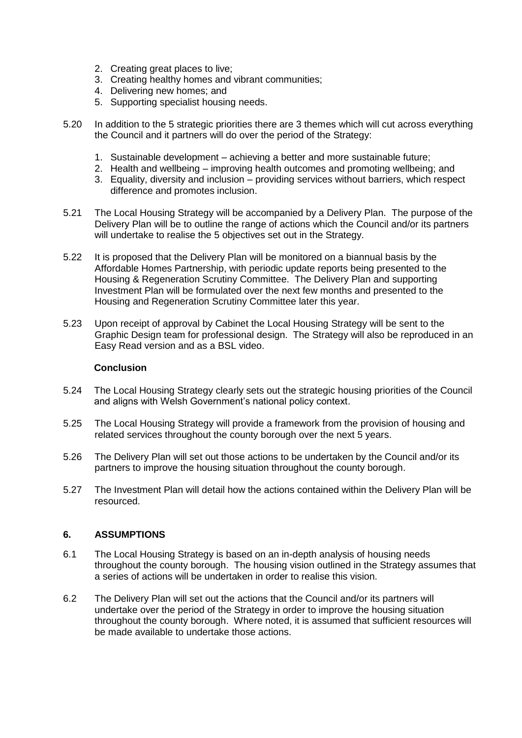2. Creating great places to live;
3. Creating healthy homes and vibrant communities;
4. Delivering new homes; and
5. Supporting specialist housing needs.

5.20 In addition to the 5 strategic priorities there are 3 themes which will cut across everything the Council and it partners will do over the period of the Strategy:

1. Sustainable development – achieving a better and more sustainable future;
2. Health and wellbeing – improving health outcomes and promoting wellbeing; and
3. Equality, diversity and inclusion – providing services without barriers, which respect difference and promotes inclusion.

5.21 The Local Housing Strategy will be accompanied by a Delivery Plan. The purpose of the Delivery Plan will be to outline the range of actions which the Council and/or its partners will undertake to realise the 5 objectives set out in the Strategy.

5.22 It is proposed that the Delivery Plan will be monitored on a biannual basis by the Affordable Homes Partnership, with periodic update reports being presented to the Housing & Regeneration Scrutiny Committee. The Delivery Plan and supporting Investment Plan will be formulated over the next few months and presented to the Housing and Regeneration Scrutiny Committee later this year.

5.23 Upon receipt of approval by Cabinet the Local Housing Strategy will be sent to the Graphic Design team for professional design. The Strategy will also be reproduced in an Easy Read version and as a BSL video.

**Conclusion**

5.24 The Local Housing Strategy clearly sets out the strategic housing priorities of the Council and aligns with Welsh Government's national policy context.

5.25 The Local Housing Strategy will provide a framework from the provision of housing and related services throughout the county borough over the next 5 years.

5.26 The Delivery Plan will set out those actions to be undertaken by the Council and/or its partners to improve the housing situation throughout the county borough.

5.27 The Investment Plan will detail how the actions contained within the Delivery Plan will be resourced.

## 6. ASSUMPTIONS

6.1 The Local Housing Strategy is based on an in-depth analysis of housing needs throughout the county borough. The housing vision outlined in the Strategy assumes that a series of actions will be undertaken in order to realise this vision.

6.2 The Delivery Plan will set out the actions that the Council and/or its partners will undertake over the period of the Strategy in order to improve the housing situation throughout the county borough. Where noted, it is assumed that sufficient resources will be made available to undertake those actions.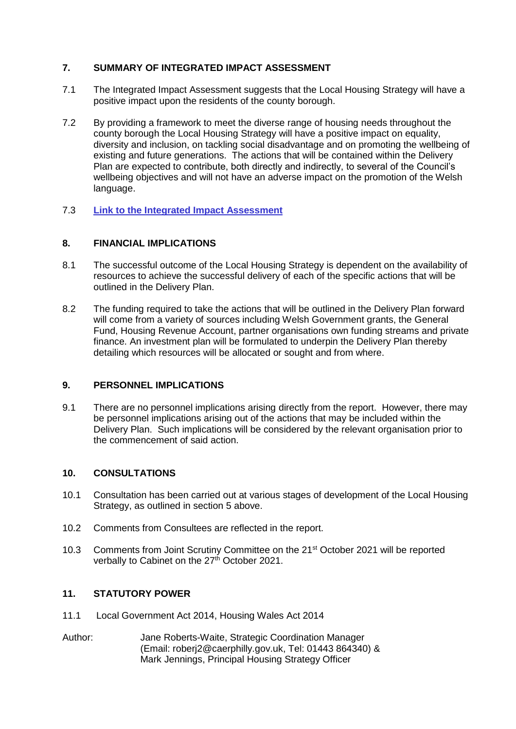## 7. SUMMARY OF INTEGRATED IMPACT ASSESSMENT

7.1 The Integrated Impact Assessment suggests that the Local Housing Strategy will have a positive impact upon the residents of the county borough.

7.2 By providing a framework to meet the diverse range of housing needs throughout the county borough the Local Housing Strategy will have a positive impact on equality, diversity and inclusion, on tackling social disadvantage and on promoting the wellbeing of existing and future generations. The actions that will be contained within the Delivery Plan are expected to contribute, both directly and indirectly, to several of the Council's wellbeing objectives and will not have an adverse impact on the promotion of the Welsh language.

7.3 **Link to the Integrated Impact Assessment**

## 8. FINANCIAL IMPLICATIONS

8.1 The successful outcome of the Local Housing Strategy is dependent on the availability of resources to achieve the successful delivery of each of the specific actions that will be outlined in the Delivery Plan.

8.2 The funding required to take the actions that will be outlined in the Delivery Plan forward will come from a variety of sources including Welsh Government grants, the General Fund, Housing Revenue Account, partner organisations own funding streams and private finance. An investment plan will be formulated to underpin the Delivery Plan thereby detailing which resources will be allocated or sought and from where.

## 9. PERSONNEL IMPLICATIONS

9.1 There are no personnel implications arising directly from the report. However, there may be personnel implications arising out of the actions that may be included within the Delivery Plan. Such implications will be considered by the relevant organisation prior to the commencement of said action.

## 10. CONSULTATIONS

10.1 Consultation has been carried out at various stages of development of the Local Housing Strategy, as outlined in section 5 above.

10.2 Comments from Consultees are reflected in the report.

10.3 Comments from Joint Scrutiny Committee on the 21st October 2021 will be reported verbally to Cabinet on the 27th October 2021.

## 11. STATUTORY POWER

11.1 Local Government Act 2014, Housing Wales Act 2014

Author: Jane Roberts-Waite, Strategic Coordination Manager (Email: roberj2@caerphilly.gov.uk, Tel: 01443 864340) & Mark Jennings, Principal Housing Strategy Officer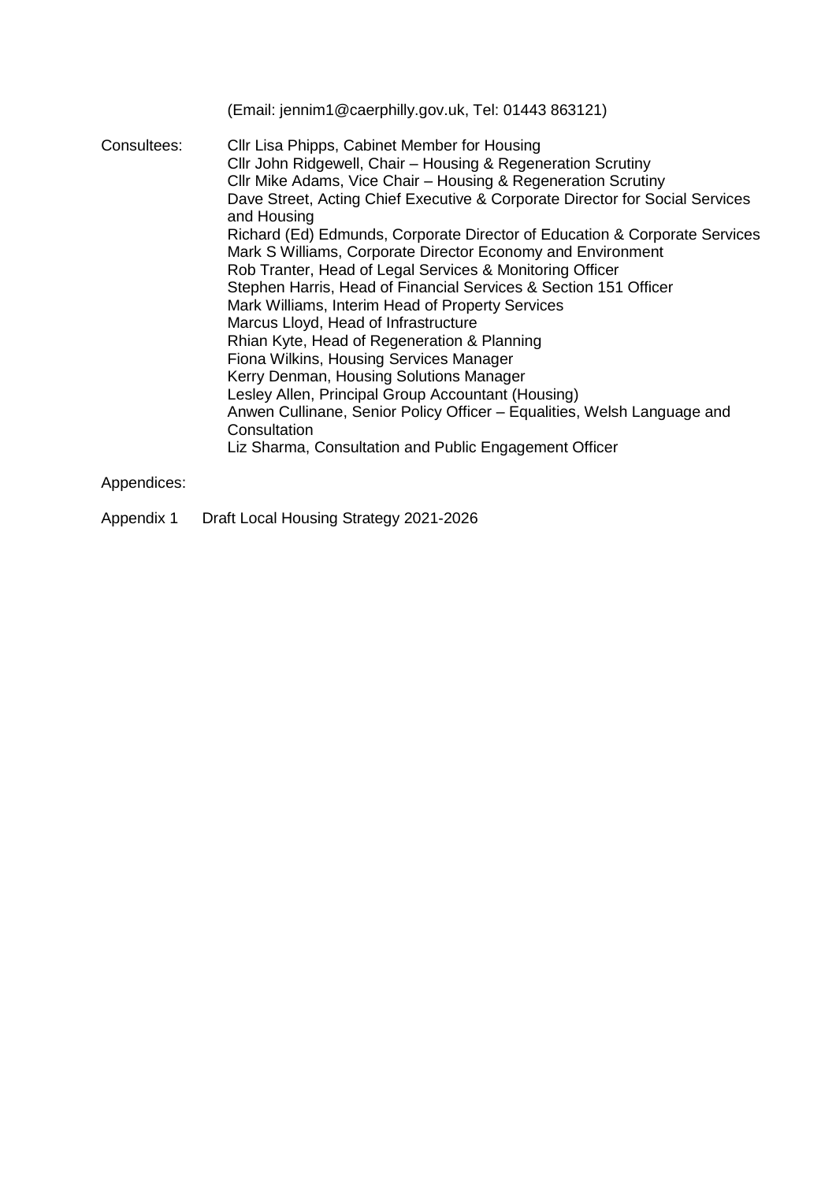(Email: jennim1@caerphilly.gov.uk, Tel: 01443 863121)

Consultees: Cllr Lisa Phipps, Cabinet Member for Housing
Cllr John Ridgewell, Chair – Housing & Regeneration Scrutiny
Cllr Mike Adams, Vice Chair – Housing & Regeneration Scrutiny
Dave Street, Acting Chief Executive & Corporate Director for Social Services and Housing
Richard (Ed) Edmunds, Corporate Director of Education & Corporate Services
Mark S Williams, Corporate Director Economy and Environment
Rob Tranter, Head of Legal Services & Monitoring Officer
Stephen Harris, Head of Financial Services & Section 151 Officer
Mark Williams, Interim Head of Property Services
Marcus Lloyd, Head of Infrastructure
Rhian Kyte, Head of Regeneration & Planning
Fiona Wilkins, Housing Services Manager
Kerry Denman, Housing Solutions Manager
Lesley Allen, Principal Group Accountant (Housing)
Anwen Cullinane, Senior Policy Officer – Equalities, Welsh Language and Consultation
Liz Sharma, Consultation and Public Engagement Officer

Appendices:

Appendix 1 Draft Local Housing Strategy 2021-2026